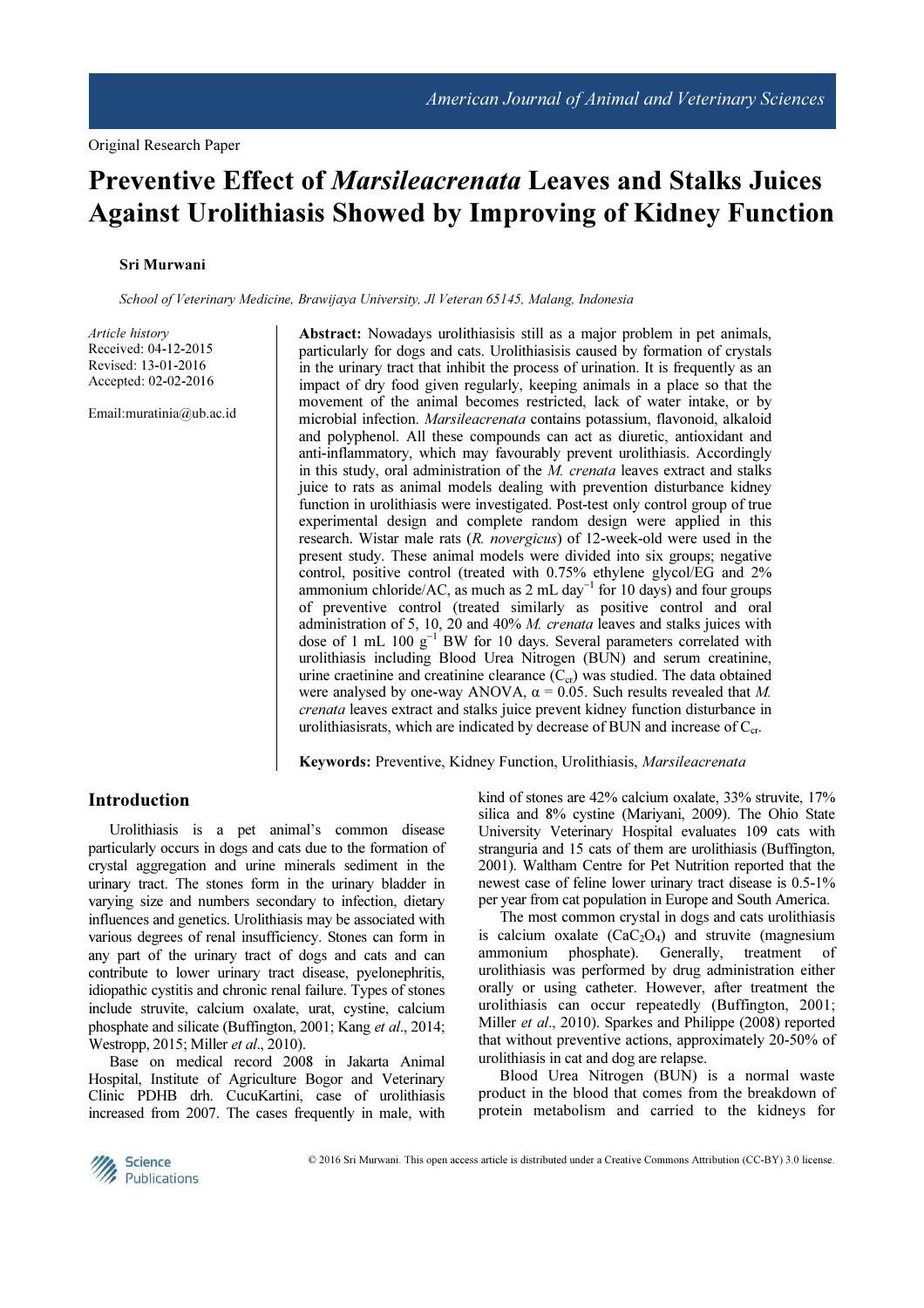Original Research Paper

# Preventive Effect of *Marsileacrenata* Leaves and Stalks Juices Against Urolithiasis Showed by Improving of Kidney Function

**Sri Murwani**

*School of Veterinary Medicine, Brawijaya University, Jl Veteran 65145, Malang, Indonesia*

*Article history*
Received: 04-12-2015
Revised: 13-01-2016
Accepted: 02-02-2016

Email:muratinia@ub.ac.id

**Abstract:** Nowadays urolithiasisis still as a major problem in pet animals, particularly for dogs and cats. Urolithiasisis caused by formation of crystals in the urinary tract that inhibit the process of urination. It is frequently as an impact of dry food given regularly, keeping animals in a place so that the movement of the animal becomes restricted, lack of water intake, or by microbial infection. *Marsileacrenata* contains potassium, flavonoid, alkaloid and polyphenol. All these compounds can act as diuretic, antioxidant and anti-inflammatory, which may favourably prevent urolithiasis. Accordingly in this study, oral administration of the *M. crenata* leaves extract and stalks juice to rats as animal models dealing with prevention disturbance kidney function in urolithiasis were investigated. Post-test only control group of true experimental design and complete random design were applied in this research. Wistar male rats (*R. novergicus*) of 12-week-old were used in the present study. These animal models were divided into six groups; negative control, positive control (treated with 0.75% ethylene glycol/EG and 2% ammonium chloride/AC, as much as 2 mL day$^{-1}$ for 10 days) and four groups of preventive control (treated similarly as positive control and oral administration of 5, 10, 20 and 40% *M. crenata* leaves and stalks juices with dose of 1 mL 100 g$^{-1}$ BW for 10 days. Several parameters correlated with urolithiasis including Blood Urea Nitrogen (BUN) and serum creatinine, urine craetinine and creatinine clearance ($C_{cr}$) was studied. The data obtained were analysed by one-way ANOVA, $\alpha = 0.05$. Such results revealed that *M. crenata* leaves extract and stalks juice prevent kidney function disturbance in urolithiasisrats, which are indicated by decrease of BUN and increase of $C_{cr}$.

**Keywords:** Preventive, Kidney Function, Urolithiasis, *Marsileacrenata*

## Introduction

Urolithiasis is a pet animal's common disease particularly occurs in dogs and cats due to the formation of crystal aggregation and urine minerals sediment in the urinary tract. The stones form in the urinary bladder in varying size and numbers secondary to infection, dietary influences and genetics. Urolithiasis may be associated with various degrees of renal insufficiency. Stones can form in any part of the urinary tract of dogs and cats and can contribute to lower urinary tract disease, pyelonephritis, idiopathic cystitis and chronic renal failure. Types of stones include struvite, calcium oxalate, urat, cystine, calcium phosphate and silicate (Buffington, 2001; Kang *et al*., 2014; Westropp, 2015; Miller *et al*., 2010).

Base on medical record 2008 in Jakarta Animal Hospital, Institute of Agriculture Bogor and Veterinary Clinic PDHB drh. CucuKartini, case of urolithiasis increased from 2007. The cases frequently in male, with kind of stones are 42% calcium oxalate, 33% struvite, 17% silica and 8% cystine (Mariyani, 2009). The Ohio State University Veterinary Hospital evaluates 109 cats with stranguria and 15 cats of them are urolithiasis (Buffington, 2001). Waltham Centre for Pet Nutrition reported that the newest case of feline lower urinary tract disease is 0.5-1% per year from cat population in Europe and South America.

The most common crystal in dogs and cats urolithiasis is calcium oxalate ($CaC_2O_4$) and struvite (magnesium ammonium phosphate). Generally, treatment of urolithiasis was performed by drug administration either orally or using catheter. However, after treatment the urolithiasis can occur repeatedly (Buffington, 2001; Miller *et al*., 2010). Sparkes and Philippe (2008) reported that without preventive actions, approximately 20-50% of urolithiasis in cat and dog are relapse.

Blood Urea Nitrogen (BUN) is a normal waste product in the blood that comes from the breakdown of protein metabolism and carried to the kidneys for

© 2016 Sri Murwani. This open access article is distributed under a Creative Commons Attribution (CC-BY) 3.0 license.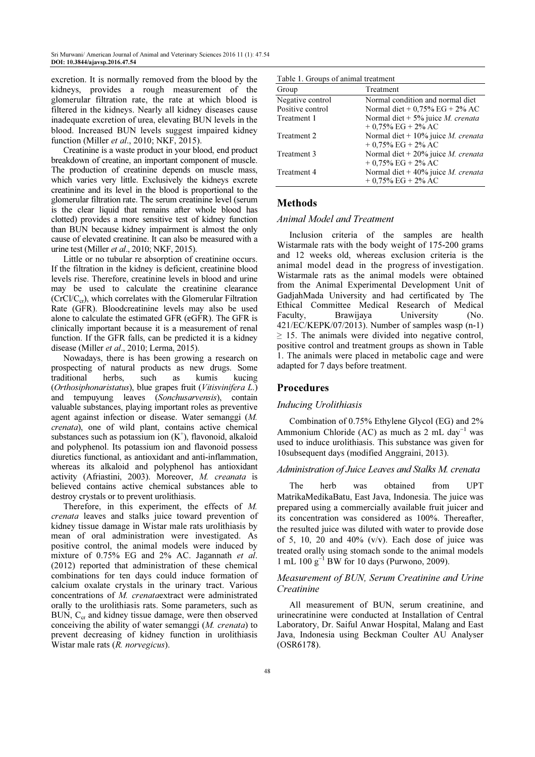excretion. It is normally removed from the blood by the kidneys, provides a rough measurement of the glomerular filtration rate, the rate at which blood is filtered in the kidneys. Nearly all kidney diseases cause inadequate excretion of urea, elevating BUN levels in the blood. Increased BUN levels suggest impaired kidney function (Miller *et al*., 2010; NKF, 2015).

Creatinine is a waste product in your blood, end product breakdown of creatine, an important component of muscle. The production of creatinine depends on muscle mass, which varies very little. Exclusively the kidneys excrete creatinine and its level in the blood is proportional to the glomerular filtration rate. The serum creatinine level (serum is the clear liquid that remains after whole blood has clotted) provides a more sensitive test of kidney function than BUN because kidney impairment is almost the only cause of elevated creatinine. It can also be measured with a urine test (Miller *et al*., 2010; NKF, 2015).

Little or no tubular re absorption of creatinine occurs. If the filtration in the kidney is deficient, creatinine blood levels rise. Therefore, creatinine levels in blood and urine may be used to calculate the creatinine clearance ($CrCl/C_{cr}$), which correlates with the Glomerular Filtration Rate (GFR). Bloodcreatinine levels may also be used alone to calculate the estimated GFR (eGFR). The GFR is clinically important because it is a measurement of renal function. If the GFR falls, can be predicted it is a kidney disease (Miller *et al*., 2010; Lerma, 2015).

Nowadays, there is has been growing a research on prospecting of natural products as new drugs. Some traditional herbs, such as kumis kucing (*Orthosiphonaristatus*), blue grapes fruit (*Vitisvinifera L.*) and tempuyung leaves (*Sonchusarvensis*), contain valuable substances, playing important roles as preventive agent against infection or disease. Water semanggi (*M. crenata*), one of wild plant, contains active chemical substances such as potassium ion ($K^+$), flavonoid, alkaloid and polyphenol. Its potassium ion and flavonoid possess diuretics functional, as antioxidant and anti-inflammation, whereas its alkaloid and polyphenol has antioxidant activity (Afriastini, 2003). Moreover, *M. creanata* is believed contains active chemical substances able to destroy crystals or to prevent urolithiasis.

Therefore, in this experiment, the effects of *M. crenata* leaves and stalks juice toward prevention of kidney tissue damage in Wistar male rats urolithiasis by mean of oral administration were investigated. As positive control, the animal models were induced by mixture of 0.75% EG and 2% AC. Jagannath *et al*. (2012) reported that administration of these chemical combinations for ten days could induce formation of calcium oxalate crystals in the urinary tract. Various concentrations of *M. crenata*extract were administrated orally to the urolithiasis rats. Some parameters, such as BUN, $C_{cr}$ and kidney tissue damage, were then observed conceiving the ability of water semanggi (*M. crenata*) to prevent decreasing of kidney function in urolithiasis Wistar male rats (*R. norvegicus*).

Table 1. Groups of animal treatment

| Group | Treatment |
|---|---|
| Negative control | Normal condition and normal diet |
| Positive control | Normal diet + 0,75% EG + 2% AC |
| Treatment 1 | Normal diet + 5% juice *M. crenata* + 0,75% EG + 2% AC |
| Treatment 2 | Normal diet + 10% juice *M. crenata* + 0,75% EG + 2% AC |
| Treatment 3 | Normal diet + 20% juice *M. crenata* + 0,75% EG + 2% AC |
| Treatment 4 | Normal diet + 40% juice *M. crenata* + 0,75% EG + 2% AC |

## Methods

### Animal Model and Treatment

Inclusion criteria of the samples are health Wistarmale rats with the body weight of 175-200 grams and 12 weeks old, whereas exclusion criteria is the animal model dead in the progress of investigation. Wistarmale rats as the animal models were obtained from the Animal Experimental Development Unit of GadjahMada University and had certificated by The Ethical Committee Medical Research of Medical Faculty, Brawijaya University (No. 421/EC/KEPK/07/2013). Number of samples wasp $(n-1) \geq 15$. The animals were divided into negative control, positive control and treatment groups as shown in Table 1. The animals were placed in metabolic cage and were adapted for 7 days before treatment.

## Procedures

### Inducing Urolithiasis

Combination of 0.75% Ethylene Glycol (EG) and 2% Ammonium Chloride (AC) as much as 2 mL $day^{-1}$ was used to induce urolithiasis. This substance was given for 10subsequent days (modified Anggraini, 2013).

### Administration of Juice Leaves and Stalks *M. crenata*

The herb was obtained from UPT MatrikaMedikaBatu, East Java, Indonesia. The juice was prepared using a commercially available fruit juicer and its concentration was considered as 100%. Thereafter, the resulted juice was diluted with water to provide dose of 5, 10, 20 and 40% (v/v). Each dose of juice was treated orally using stomach sonde to the animal models 1 mL 100 $g^{-1}$ BW for 10 days (Purwono, 2009).

### Measurement of BUN, Serum Creatinine and Urine Creatinine

All measurement of BUN, serum creatinine, and urinecreatinine were conducted at Installation of Central Laboratory, Dr. Saiful Anwar Hospital, Malang and East Java, Indonesia using Beckman Coulter AU Analyser (OSR6178).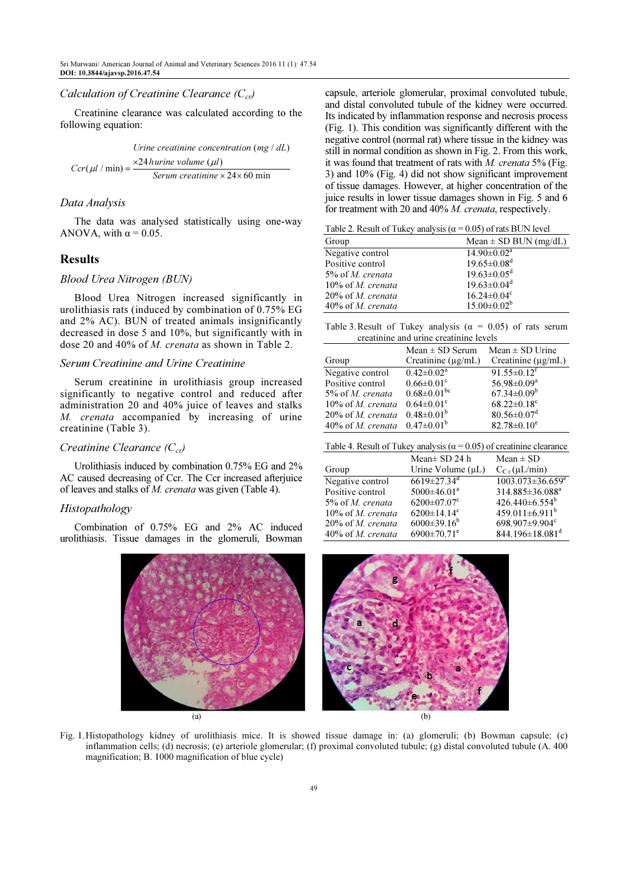### *Calculation of Creatinine Clearance ($C_{cr}$)*

Creatinine clearance was calculated according to the following equation:

$$Ccr(\mu l/\min) = \frac{Urine\ creatinine\ concentration\ (mg/dL) \times 24\,hurine\ volume\ (\mu l)}{Serum\ creatinine \times 24 \times 60\ \min}$$

### *Data Analysis*

The data was analysed statistically using one-way ANOVA, with $\alpha = 0.05$.

## Results

### *Blood Urea Nitrogen (BUN)*

Blood Urea Nitrogen increased significantly in urolithiasis rats (induced by combination of 0.75% EG and 2% AC). BUN of treated animals insignificantly decreased in dose 5 and 10%, but significantly with in dose 20 and 40% of *M. crenata* as shown in Table 2.

### *Serum Creatinine and Urine Creatinine*

Serum creatinine in urolithiasis group increased significantly to negative control and reduced after administration 20 and 40% juice of leaves and stalks *M. crenata* accompanied by increasing of urine creatinine (Table 3).

### *Creatinine Clearance ($C_{cr}$)*

Urolithiasis induced by combination 0.75% EG and 2% AC caused decreasing of Ccr. The Ccr increased afterjuice of leaves and stalks of *M. crenata* was given (Table 4).

### *Histopathology*

Combination of 0.75% EG and 2% AC induced urolithiasis. Tissue damages in the glomeruli, Bowman capsule, arteriole glomerular, proximal convoluted tubule, and distal convoluted tubule of the kidney were occurred. Its indicated by inflammation response and necrosis process (Fig. 1). This condition was significantly different with the negative control (normal rat) where tissue in the kidney was still in normal condition as shown in Fig. 2. From this work, it was found that treatment of rats with *M. crenata* 5% (Fig. 3) and 10% (Fig. 4) did not show significant improvement of tissue damages. However, at higher concentration of the juice results in lower tissue damages shown in Fig. 5 and 6 for treatment with 20 and 40% *M. crenata*, respectively.

Table 2. Result of Tukey analysis ($\alpha = 0.05$) of rats BUN level

| Group | Mean ± SD BUN (mg/dL) |
|---|---|
| Negative control | 14.90±0.02[a] |
| Positive control | 19.65±0.08[d] |
| 5% of *M. crenata* | 19.63±0.05[d] |
| 10% of *M. crenata* | 19.63±0.04[d] |
| 20% of *M. crenata* | 16.24±0.04[c] |
| 40% of *M. crenata* | 15.00±0.02[b] |

Table 3. Result of Tukey analysis ($\alpha = 0.05$) of rats serum creatinine and urine creatinine levels

| Group | Mean ± SD Serum Creatinine (µg/mL) | Mean ± SD Urine Creatinine (µg/mL) |
|---|---|---|
| Negative control | 0.42±0.02[a] | 91.55±0.12[f] |
| Positive control | 0.66±0.01[c] | 56.98±0.09[a] |
| 5% of *M. crenata* | 0.68±0.01[bc] | 67.34±0.09[b] |
| 10% of *M. crenata* | 0.64±0.01[c] | 68.22±0.18[c] |
| 20% of *M. crenata* | 0.48±0.01[b] | 80.56±0.07[d] |
| 40% of *M. crenata* | 0.47±0.01[b] | 82.78±0.10[e] |

Table 4. Result of Tukey analysis ($\alpha = 0.05$) of creatinine clearance

| Group | Mean± SD 24 h Urine Volume (µL) | Mean ± SD $C_{Cr}$ (µL/min) |
|---|---|---|
| Negative control | 6619±27.34[d] | 1003.073±36.659[e] |
| Positive control | 5000±46.01[a] | 314.885±36.088[a] |
| 5% of *M. crenata* | 6200±07.07[c] | 426.440±6.554[b] |
| 10% of *M. crenata* | 6200±14.14[c] | 459.011±6.911[b] |
| 20% of *M. crenata* | 6000±39.16[b] | 698.907±9.904[c] |
| 40% of *M. crenata* | 6900±70.71[e] | 844.196±18.081[d] |

(a) (b)

Fig. 1. Histopathology kidney of urolithiasis mice. It is showed tissue damage in: (a) glomeruli; (b) Bowman capsule; (c) inflammation cells; (d) necrosis; (e) arteriole glomerular; (f) proximal convoluted tubule; (g) distal convoluted tubule (A. 400 magnification; B. 1000 magnification of blue cycle)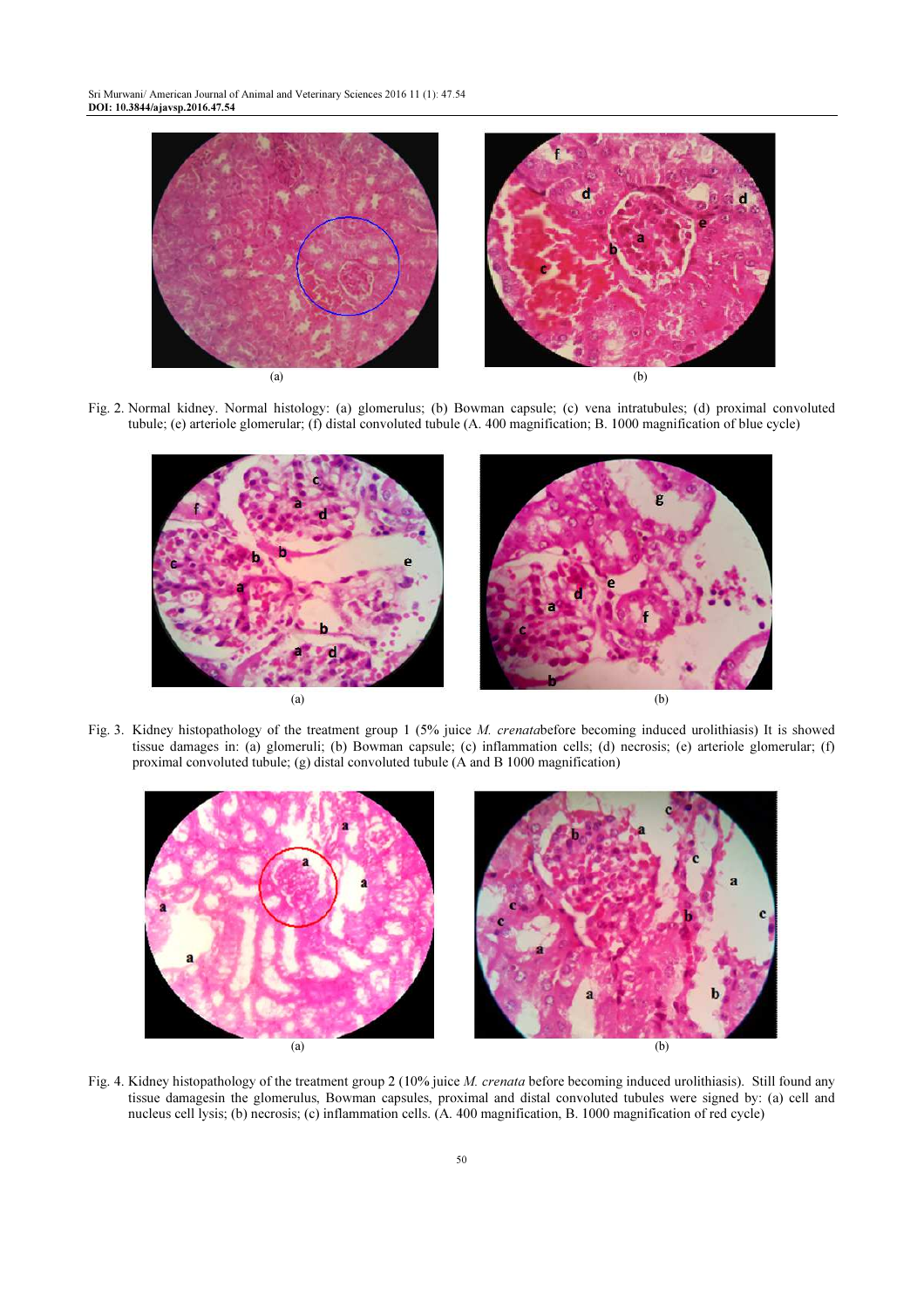(a)

(b)

Fig. 2. Normal kidney. Normal histology: (a) glomerulus; (b) Bowman capsule; (c) vena intratubules; (d) proximal convoluted tubule; (e) arteriole glomerular; (f) distal convoluted tubule (A. 400 magnification; B. 1000 magnification of blue cycle)

(a)

(b)

Fig. 3. Kidney histopathology of the treatment group 1 (5% juice *M. crenata*before becoming induced urolithiasis) It is showed tissue damages in: (a) glomeruli; (b) Bowman capsule; (c) inflammation cells; (d) necrosis; (e) arteriole glomerular; (f) proximal convoluted tubule; (g) distal convoluted tubule (A and B 1000 magnification)

(a)

(b)

Fig. 4. Kidney histopathology of the treatment group 2 (10% juice *M. crenata* before becoming induced urolithiasis). Still found any tissue damagesin the glomerulus, Bowman capsules, proximal and distal convoluted tubules were signed by: (a) cell and nucleus cell lysis; (b) necrosis; (c) inflammation cells. (A. 400 magnification, B. 1000 magnification of red cycle)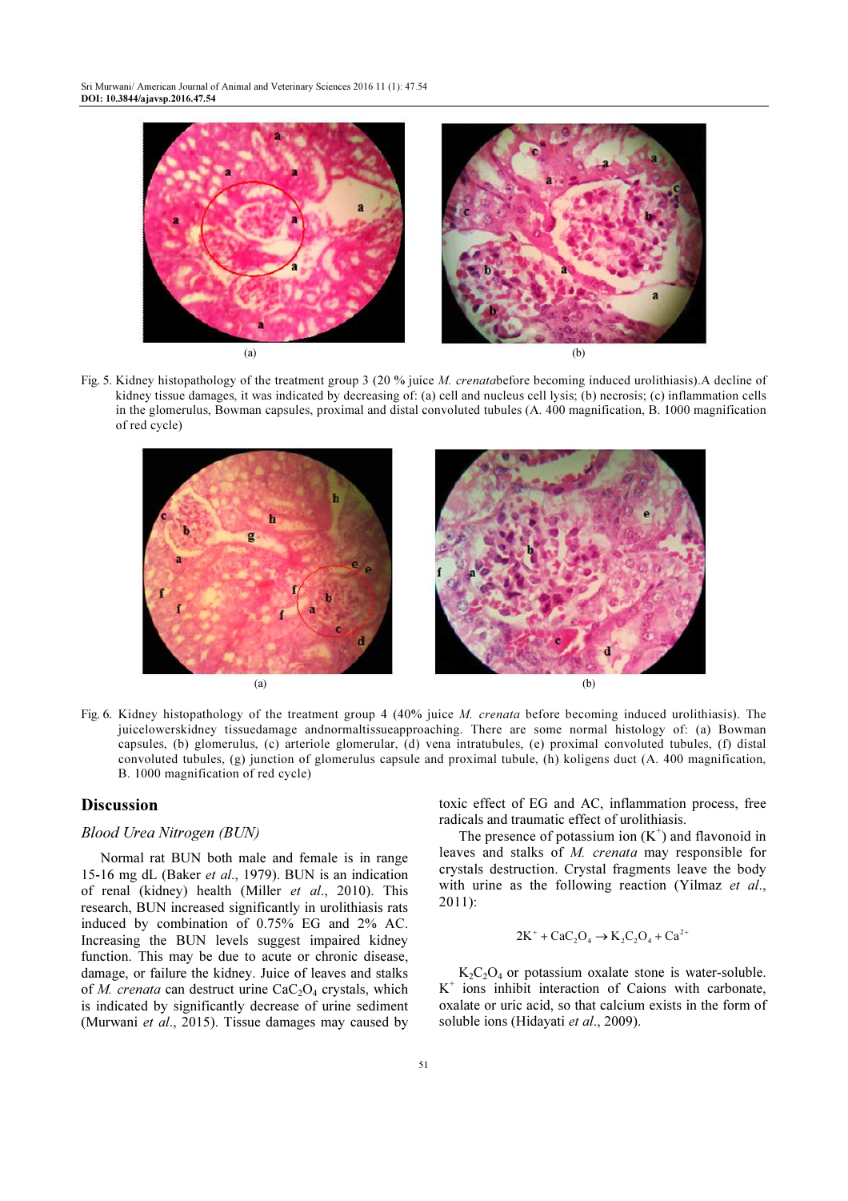(a) (b)

Fig. 5. Kidney histopathology of the treatment group 3 (20 % juice *M. crenata*before becoming induced urolithiasis).A decline of kidney tissue damages, it was indicated by decreasing of: (a) cell and nucleus cell lysis; (b) necrosis; (c) inflammation cells in the glomerulus, Bowman capsules, proximal and distal convoluted tubules (A. 400 magnification, B. 1000 magnification of red cycle)

(a) (b)

Fig. 6. Kidney histopathology of the treatment group 4 (40% juice *M. crenata* before becoming induced urolithiasis). The juicelowerskidney tissuedamage andnormaltissueapproaching. There are some normal histology of: (a) Bowman capsules, (b) glomerulus, (c) arteriole glomerular, (d) vena intratubules, (e) proximal convoluted tubules, (f) distal convoluted tubules, (g) junction of glomerulus capsule and proximal tubule, (h) koligens duct (A. 400 magnification, B. 1000 magnification of red cycle)

## Discussion

### *Blood Urea Nitrogen (BUN)*

Normal rat BUN both male and female is in range 15-16 mg dL (Baker *et al*., 1979). BUN is an indication of renal (kidney) health (Miller *et al*., 2010). This research, BUN increased significantly in urolithiasis rats induced by combination of 0.75% EG and 2% AC. Increasing the BUN levels suggest impaired kidney function. This may be due to acute or chronic disease, damage, or failure the kidney. Juice of leaves and stalks of *M. crenata* can destruct urine $CaC_2O_4$ crystals, which is indicated by significantly decrease of urine sediment (Murwani *et al*., 2015). Tissue damages may caused by toxic effect of EG and AC, inflammation process, free radicals and traumatic effect of urolithiasis.

The presence of potassium ion ($K^+$) and flavonoid in leaves and stalks of *M. crenata* may responsible for crystals destruction. Crystal fragments leave the body with urine as the following reaction (Yilmaz *et al*., 2011):

$$2K^+ + CaC_2O_4 \rightarrow K_2C_2O_4 + Ca^{2+}$$

$K_2C_2O_4$ or potassium oxalate stone is water-soluble. $K^+$ ions inhibit interaction of Caions with carbonate, oxalate or uric acid, so that calcium exists in the form of soluble ions (Hidayati *et al*., 2009).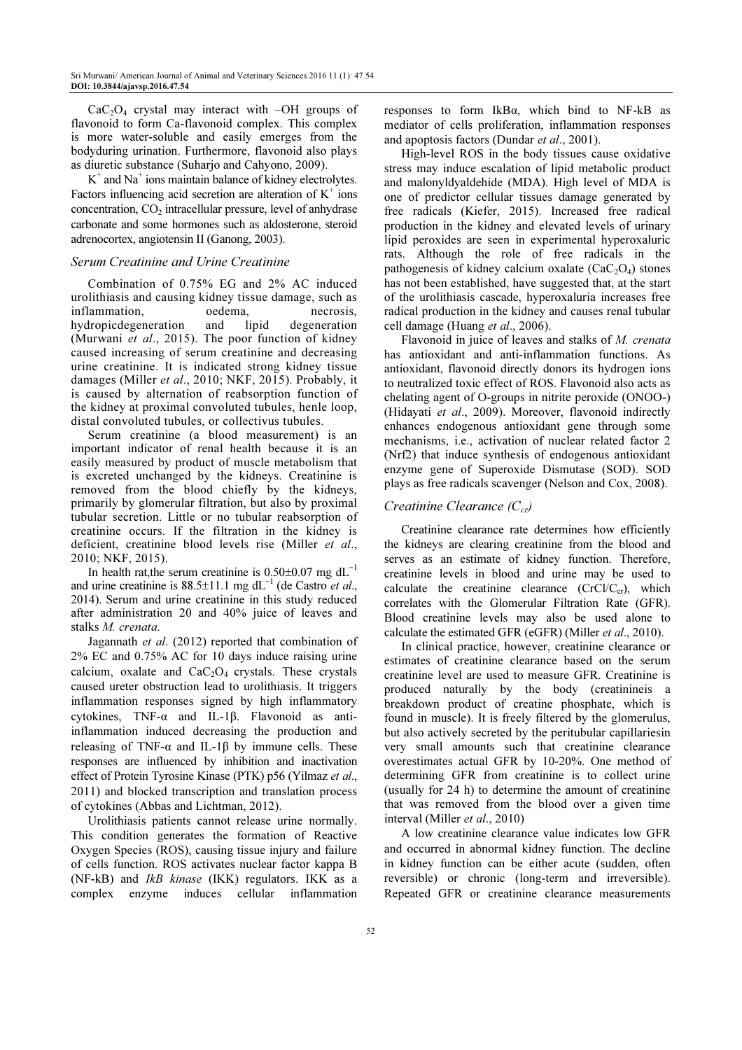$CaC_2O_4$ crystal may interact with –OH groups of flavonoid to form Ca-flavonoid complex. This complex is more water-soluble and easily emerges from the bodyduring urination. Furthermore, flavonoid also plays as diuretic substance (Suharjo and Cahyono, 2009).

$K^+$ and $Na^+$ ions maintain balance of kidney electrolytes. Factors influencing acid secretion are alteration of $K^+$ ions concentration, $CO_2$ intracellular pressure, level of anhydrase carbonate and some hormones such as aldosterone, steroid adrenocortex, angiotensin II (Ganong, 2003).

### *Serum Creatinine and Urine Creatinine*

Combination of 0.75% EG and 2% AC induced urolithiasis and causing kidney tissue damage, such as inflammation, oedema, necrosis, hydropicdegeneration and lipid degeneration (Murwani *et al*., 2015). The poor function of kidney caused increasing of serum creatinine and decreasing urine creatinine. It is indicated strong kidney tissue damages (Miller *et al*., 2010; NKF, 2015). Probably, it is caused by alternation of reabsorption function of the kidney at proximal convoluted tubules, henle loop, distal convoluted tubules, or collectivus tubules.

Serum creatinine (a blood measurement) is an important indicator of renal health because it is an easily measured by product of muscle metabolism that is excreted unchanged by the kidneys. Creatinine is removed from the blood chiefly by the kidneys, primarily by glomerular filtration, but also by proximal tubular secretion. Little or no tubular reabsorption of creatinine occurs. If the filtration in the kidney is deficient, creatinine blood levels rise (Miller *et al*., 2010; NKF, 2015).

In health rat,the serum creatinine is $0.50\pm0.07$ mg $dL^{-1}$ and urine creatinine is $88.5\pm11.1$ mg $dL^{-1}$ (de Castro *et al*., 2014). Serum and urine creatinine in this study reduced after administration 20 and 40% juice of leaves and stalks *M. crenata*.

Jagannath *et al*. (2012) reported that combination of 2% EC and 0.75% AC for 10 days induce raising urine calcium, oxalate and $CaC_2O_4$ crystals. These crystals caused ureter obstruction lead to urolithiasis. It triggers inflammation responses signed by high inflammatory cytokines, TNF-α and IL-1β. Flavonoid as anti-inflammation induced decreasing the production and releasing of TNF-α and IL-1β by immune cells. These responses are influenced by inhibition and inactivation effect of Protein Tyrosine Kinase (PTK) p56 (Yilmaz *et al*., 2011) and blocked transcription and translation process of cytokines (Abbas and Lichtman, 2012).

Urolithiasis patients cannot release urine normally. This condition generates the formation of Reactive Oxygen Species (ROS), causing tissue injury and failure of cells function. ROS activates nuclear factor kappa B (NF-kB) and *IkB kinase* (IKK) regulators. IKK as a complex enzyme induces cellular inflammation responses to form IkBα, which bind to NF-kB as mediator of cells proliferation, inflammation responses and apoptosis factors (Dundar *et al*., 2001).

High-level ROS in the body tissues cause oxidative stress may induce escalation of lipid metabolic product and malonyldyaldehide (MDA). High level of MDA is one of predictor cellular tissues damage generated by free radicals (Kiefer, 2015). Increased free radical production in the kidney and elevated levels of urinary lipid peroxides are seen in experimental hyperoxaluric rats. Although the role of free radicals in the pathogenesis of kidney calcium oxalate ($CaC_2O_4$) stones has not been established, have suggested that, at the start of the urolithiasis cascade, hyperoxaluria increases free radical production in the kidney and causes renal tubular cell damage (Huang *et al*., 2006).

Flavonoid in juice of leaves and stalks of *M. crenata* has antioxidant and anti-inflammation functions. As antioxidant, flavonoid directly donors its hydrogen ions to neutralized toxic effect of ROS. Flavonoid also acts as chelating agent of O-groups in nitrite peroxide (ONOO-) (Hidayati *et al*., 2009). Moreover, flavonoid indirectly enhances endogenous antioxidant gene through some mechanisms, i.e., activation of nuclear related factor 2 (Nrf2) that induce synthesis of endogenous antioxidant enzyme gene of Superoxide Dismutase (SOD). SOD plays as free radicals scavenger (Nelson and Cox, 2008).

### *Creatinine Clearance ($C_{cr}$)*

Creatinine clearance rate determines how efficiently the kidneys are clearing creatinine from the blood and serves as an estimate of kidney function. Therefore, creatinine levels in blood and urine may be used to calculate the creatinine clearance ($CrCl/C_{cr}$), which correlates with the Glomerular Filtration Rate (GFR). Blood creatinine levels may also be used alone to calculate the estimated GFR (eGFR) (Miller *et al*., 2010).

In clinical practice, however, creatinine clearance or estimates of creatinine clearance based on the serum creatinine level are used to measure GFR. Creatinine is produced naturally by the body (creatinineis a breakdown product of creatine phosphate, which is found in muscle). It is freely filtered by the glomerulus, but also actively secreted by the peritubular capillariesin very small amounts such that creatinine clearance overestimates actual GFR by 10-20%. One method of determining GFR from creatinine is to collect urine (usually for 24 h) to determine the amount of creatinine that was removed from the blood over a given time interval (Miller *et al*., 2010)

A low creatinine clearance value indicates low GFR and occurred in abnormal kidney function. The decline in kidney function can be either acute (sudden, often reversible) or chronic (long-term and irreversible). Repeated GFR or creatinine clearance measurements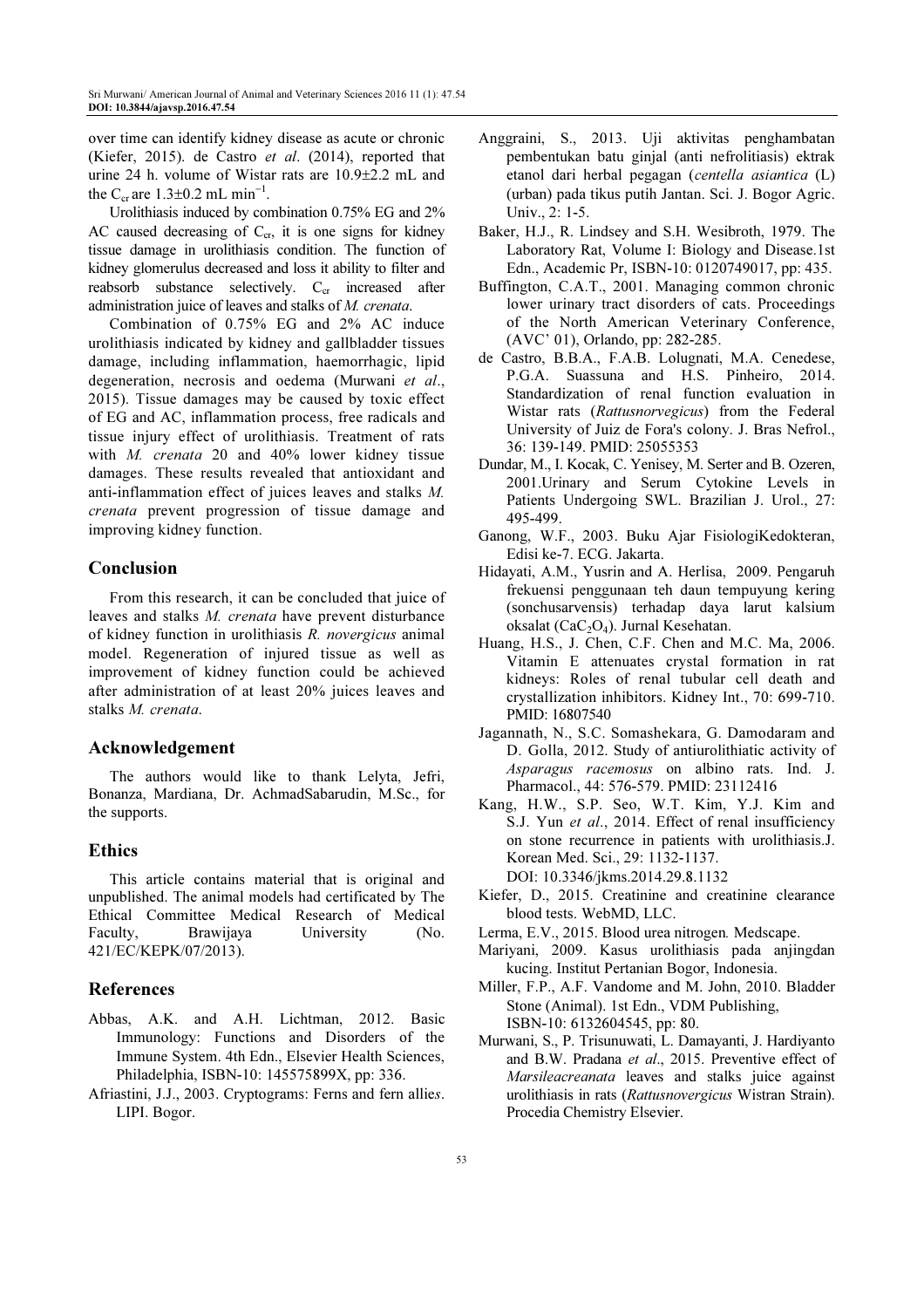over time can identify kidney disease as acute or chronic (Kiefer, 2015). de Castro *et al*. (2014), reported that urine 24 h. volume of Wistar rats are 10.9±2.2 mL and the $C_{cr}$ are 1.3±0.2 mL $min^{-1}$.

Urolithiasis induced by combination 0.75% EG and 2% AC caused decreasing of $C_{cr}$, it is one signs for kidney tissue damage in urolithiasis condition. The function of kidney glomerulus decreased and loss it ability to filter and reabsorb substance selectively. $C_{cr}$ increased after administration juice of leaves and stalks of *M. crenata*.

Combination of 0.75% EG and 2% AC induce urolithiasis indicated by kidney and gallbladder tissues damage, including inflammation, haemorrhagic, lipid degeneration, necrosis and oedema (Murwani *et al*., 2015). Tissue damages may be caused by toxic effect of EG and AC, inflammation process, free radicals and tissue injury effect of urolithiasis. Treatment of rats with *M. crenata* 20 and 40% lower kidney tissue damages. These results revealed that antioxidant and anti-inflammation effect of juices leaves and stalks *M. crenata* prevent progression of tissue damage and improving kidney function.

## Conclusion

From this research, it can be concluded that juice of leaves and stalks *M. crenata* have prevent disturbance of kidney function in urolithiasis *R. novergicus* animal model. Regeneration of injured tissue as well as improvement of kidney function could be achieved after administration of at least 20% juices leaves and stalks *M. crenata*.

## Acknowledgement

The authors would like to thank Lelyta, Jefri, Bonanza, Mardiana, Dr. AchmadSabarudin, M.Sc., for the supports.

## Ethics

This article contains material that is original and unpublished. The animal models had certificated by The Ethical Committee Medical Research of Medical Faculty, Brawijaya University (No. 421/EC/KEPK/07/2013).

## References

Abbas, A.K. and A.H. Lichtman, 2012. Basic Immunology: Functions and Disorders of the Immune System. 4th Edn., Elsevier Health Sciences, Philadelphia, ISBN-10: 145575899X, pp: 336.

Afriastini, J.J., 2003. Cryptograms: Ferns and fern allies. LIPI. Bogor.

Anggraini, S., 2013. Uji aktivitas penghambatan pembentukan batu ginjal (anti nefrolitiasis) ektrak etanol dari herbal pegagan (*centella asiantica* (L) (urban) pada tikus putih Jantan. Sci. J. Bogor Agric. Univ., 2: 1-5.

Baker, H.J., R. Lindsey and S.H. Wesibroth, 1979. The Laboratory Rat, Volume I: Biology and Disease.1st Edn., Academic Pr, ISBN-10: 0120749017, pp: 435.

Buffington, C.A.T., 2001. Managing common chronic lower urinary tract disorders of cats. Proceedings of the North American Veterinary Conference, (AVC' 01), Orlando, pp: 282-285.

de Castro, B.B.A., F.A.B. Lolugnati, M.A. Cenedese, P.G.A. Suassuna and H.S. Pinheiro, 2014. Standardization of renal function evaluation in Wistar rats (*Rattusnorvegicus*) from the Federal University of Juiz de Fora's colony. J. Bras Nefrol., 36: 139-149. PMID: 25055353

Dundar, M., I. Kocak, C. Yenisey, M. Serter and B. Ozeren, 2001.Urinary and Serum Cytokine Levels in Patients Undergoing SWL. Brazilian J. Urol., 27: 495-499.

Ganong, W.F., 2003. Buku Ajar FisiologiKedokteran, Edisi ke-7. ECG. Jakarta.

Hidayati, A.M., Yusrin and A. Herlisa, 2009. Pengaruh frekuensi penggunaan teh daun tempuyung kering (sonchusarvensis) terhadap daya larut kalsium oksalat ($CaC_2O_4$). Jurnal Kesehatan.

Huang, H.S., J. Chen, C.F. Chen and M.C. Ma, 2006. Vitamin E attenuates crystal formation in rat kidneys: Roles of renal tubular cell death and crystallization inhibitors. Kidney Int., 70: 699-710. PMID: 16807540

Jagannath, N., S.C. Somashekara, G. Damodaram and D. Golla, 2012. Study of antiurolithiatic activity of *Asparagus racemosus* on albino rats. Ind. J. Pharmacol., 44: 576-579. PMID: 23112416

Kang, H.W., S.P. Seo, W.T. Kim, Y.J. Kim and S.J. Yun *et al*., 2014. Effect of renal insufficiency on stone recurrence in patients with urolithiasis.J. Korean Med. Sci., 29: 1132-1137. DOI: 10.3346/jkms.2014.29.8.1132

Kiefer, D., 2015. Creatinine and creatinine clearance blood tests. WebMD, LLC.

Lerma, E.V., 2015. Blood urea nitrogen*.* Medscape.

Mariyani, 2009. Kasus urolithiasis pada anjingdan kucing. Institut Pertanian Bogor, Indonesia.

Miller, F.P., A.F. Vandome and M. John, 2010. Bladder Stone (Animal). 1st Edn., VDM Publishing, ISBN-10: 6132604545, pp: 80.

Murwani, S., P. Trisunuwati, L. Damayanti, J. Hardiyanto and B.W. Pradana *et al*., 2015. Preventive effect of *Marsileacreanata* leaves and stalks juice against urolithiasis in rats (*Rattusnovergicus* Wistran Strain). Procedia Chemistry Elsevier.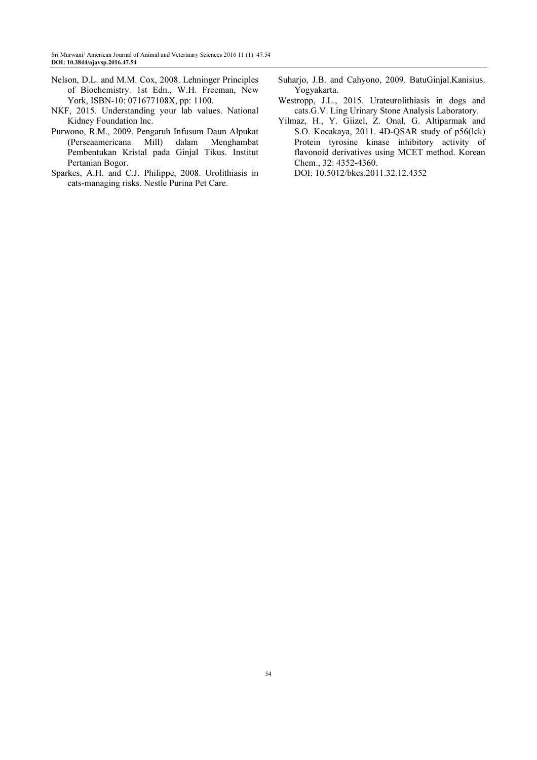Nelson, D.L. and M.M. Cox, 2008. Lehninger Principles of Biochemistry. 1st Edn., W.H. Freeman, New York, ISBN-10: 071677108X, pp: 1100.

NKF, 2015. Understanding your lab values. National Kidney Foundation Inc.

Purwono, R.M., 2009. Pengaruh Infusum Daun Alpukat (Perseaamericana Mill) dalam Menghambat Pembentukan Kristal pada Ginjal Tikus. Institut Pertanian Bogor.

Sparkes, A.H. and C.J. Philippe, 2008. Urolithiasis in cats-managing risks. Nestle Purina Pet Care.

Suharjo, J.B. and Cahyono, 2009. BatuGinjal.Kanisius. Yogyakarta.

Westropp, J.L., 2015. Urateurolithiasis in dogs and cats.G.V. Ling Urinary Stone Analysis Laboratory.

Yilmaz, H., Y. Güzel, Z. Onal, G. Altiparmak and S.O. Kocakaya, 2011. 4D-QSAR study of p56(lck) Protein tyrosine kinase inhibitory activity of flavonoid derivatives using MCET method. Korean Chem., 32: 4352-4360. DOI: 10.5012/bkcs.2011.32.12.4352